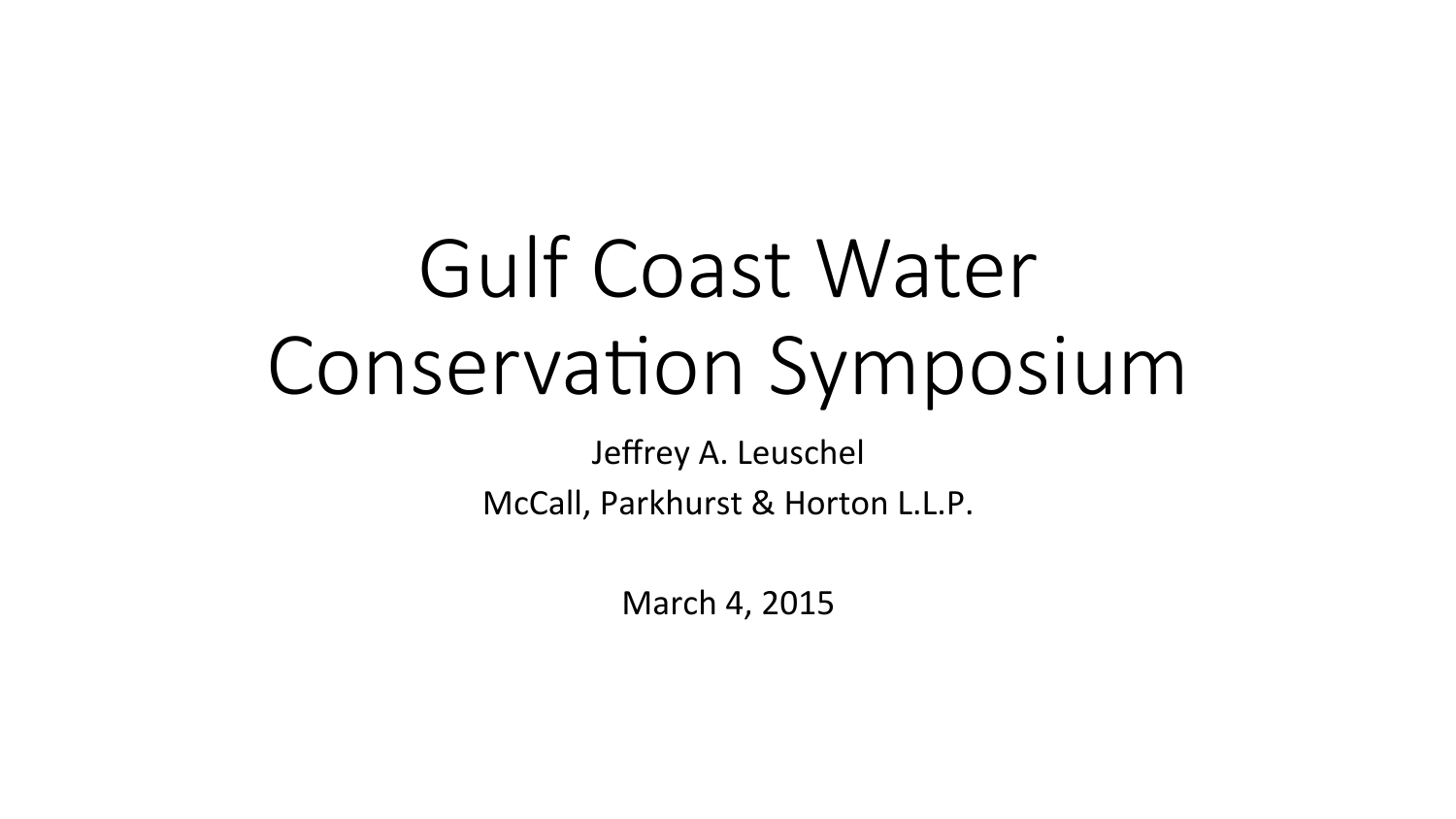# Gulf Coast Water Conservation Symposium

Jeffrey A. Leuschel

McCall, Parkhurst & Horton L.L.P.

March 4, 2015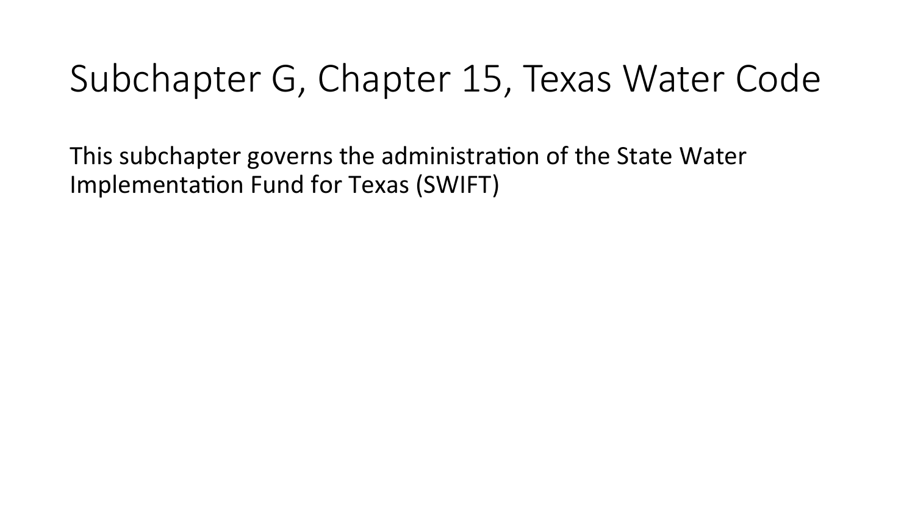# Subchapter G, Chapter 15, Texas Water Code

This subchapter governs the administration of the State Water Implementation Fund for Texas (SWIFT)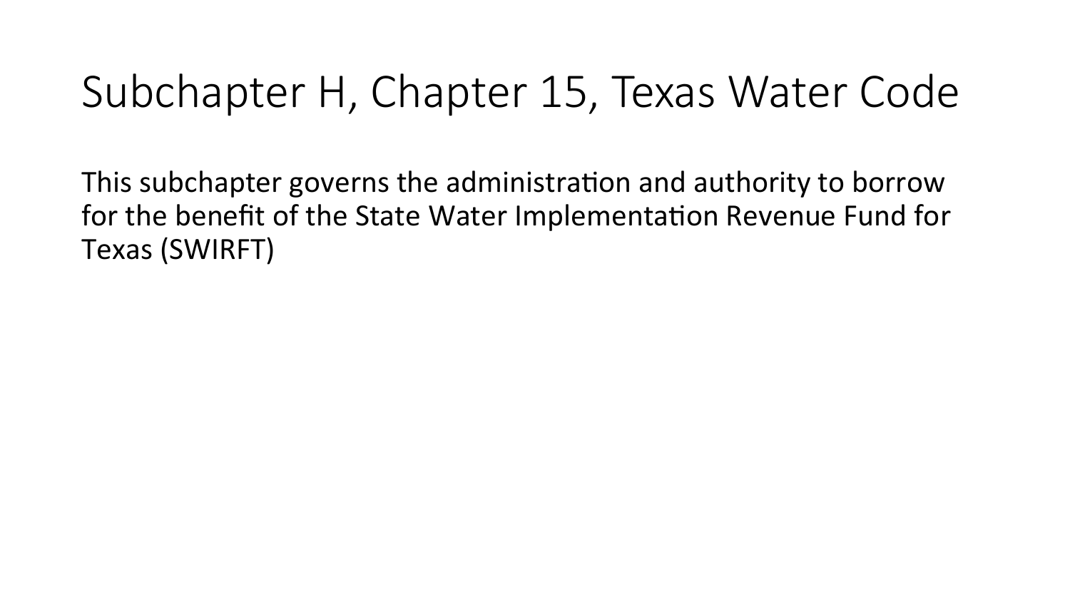# Subchapter H, Chapter 15, Texas Water Code

This subchapter governs the administration and authority to borrow for the benefit of the State Water Implementation Revenue Fund for Texas (SWIRFT)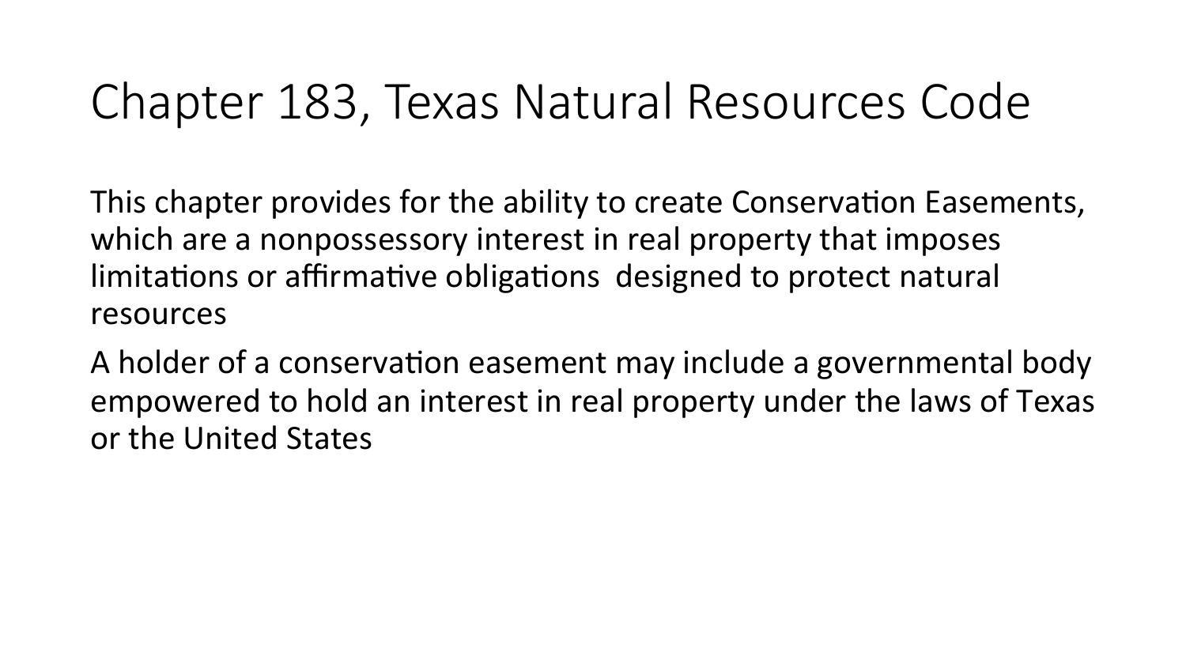# Chapter 183, Texas Natural Resources Code

This chapter provides for the ability to create Conservation Easements, which are a nonpossessory interest in real property that imposes limitations or affirmative obligations designed to protect natural resources

A holder of a conservation easement may include a governmental body empowered to hold an interest in real property under the laws of Texas or the United States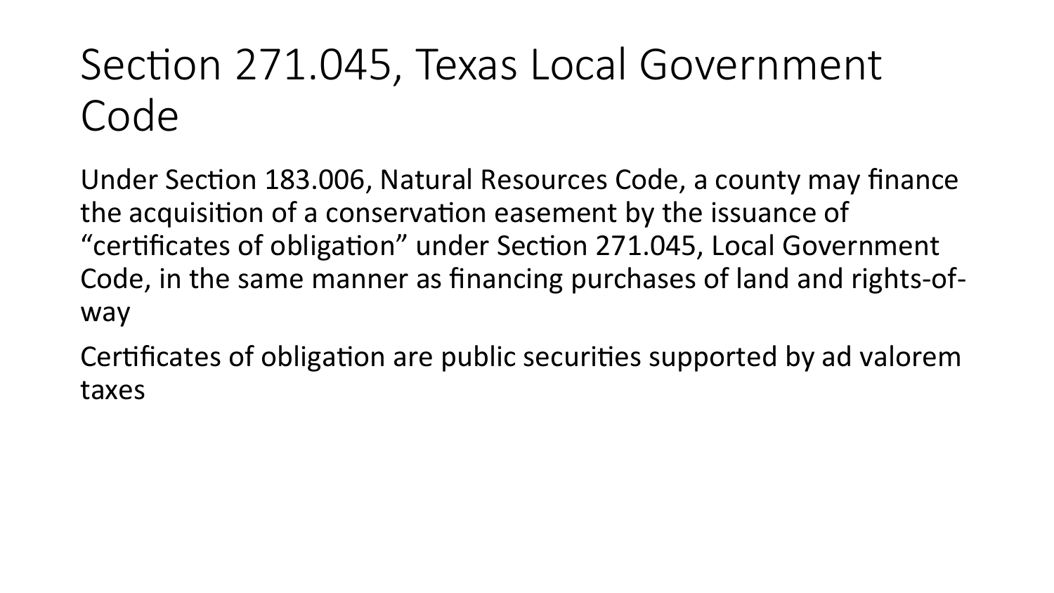# Section 271.045, Texas Local Government Code

Under Section 183.006, Natural Resources Code, a county may finance the acquisition of a conservation easement by the issuance of "certificates of obligation" under Section 271.045, Local Government Code, in the same manner as financing purchases of land and rights-of-way

Certificates of obligation are public securities supported by ad valorem taxes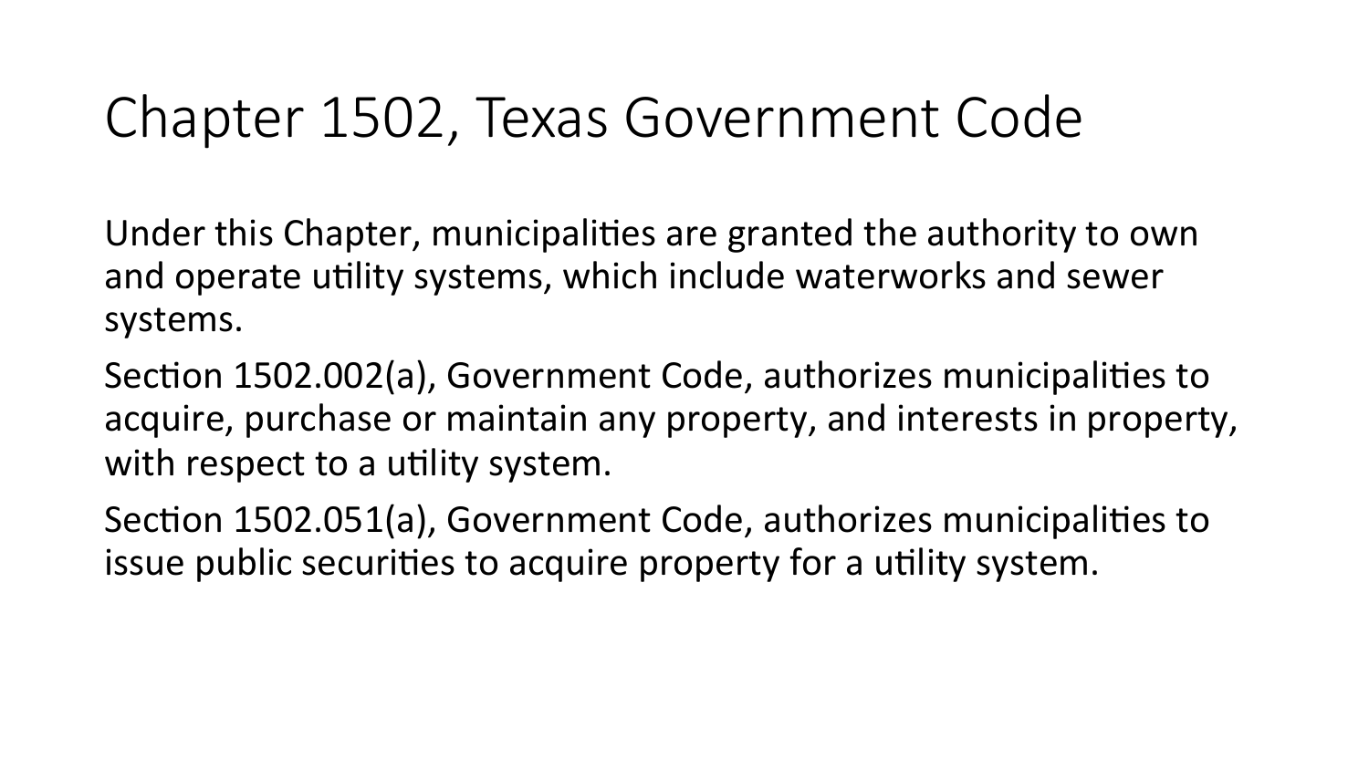# Chapter 1502, Texas Government Code

Under this Chapter, municipalities are granted the authority to own and operate utility systems, which include waterworks and sewer systems.

Section 1502.002(a), Government Code, authorizes municipalities to acquire, purchase or maintain any property, and interests in property, with respect to a utility system.

Section 1502.051(a), Government Code, authorizes municipalities to issue public securities to acquire property for a utility system.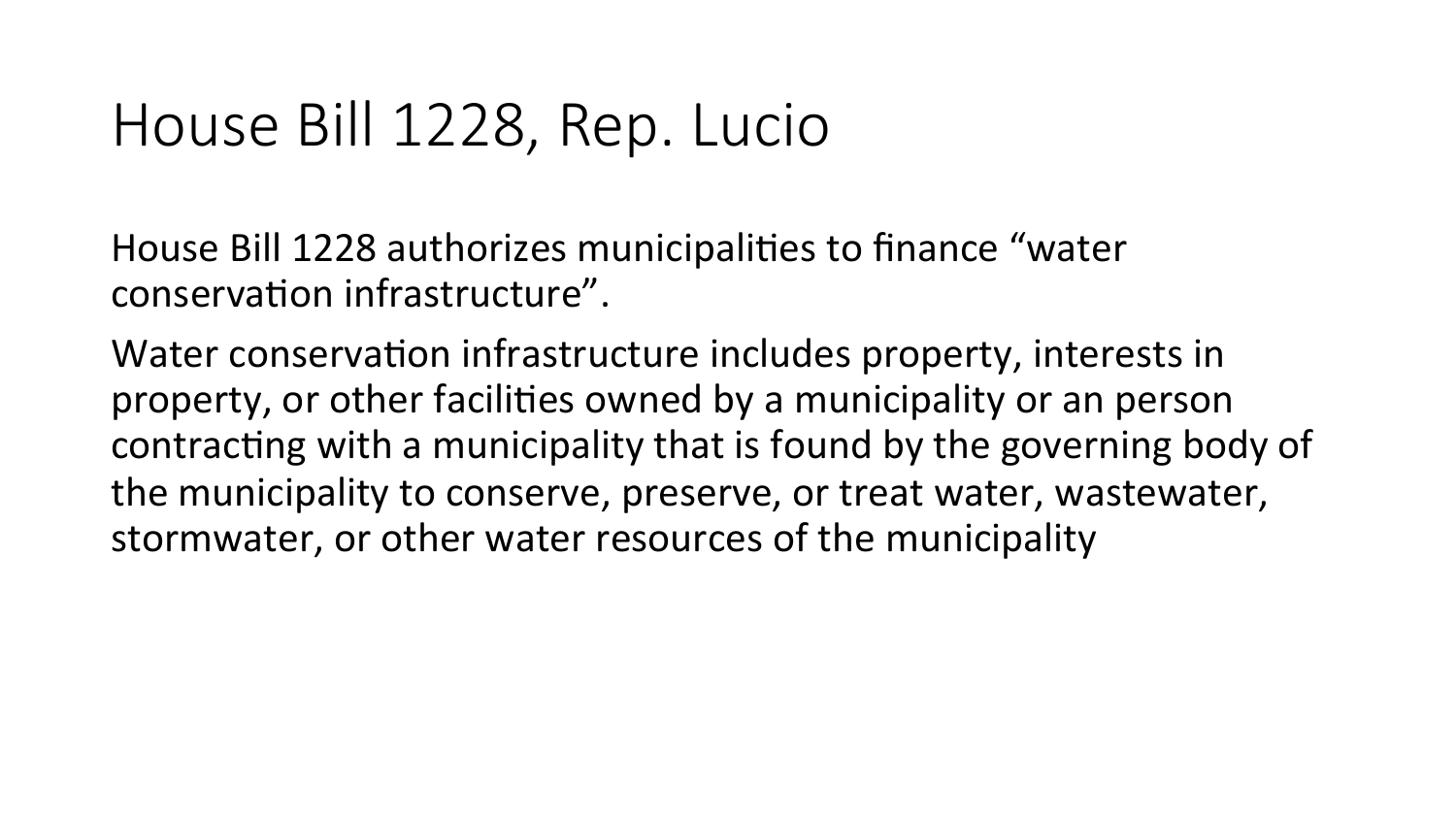# House Bill 1228, Rep. Lucio

House Bill 1228 authorizes municipalities to finance “water conservation infrastructure”.

Water conservation infrastructure includes property, interests in property, or other facilities owned by a municipality or an person contracting with a municipality that is found by the governing body of the municipality to conserve, preserve, or treat water, wastewater, stormwater, or other water resources of the municipality